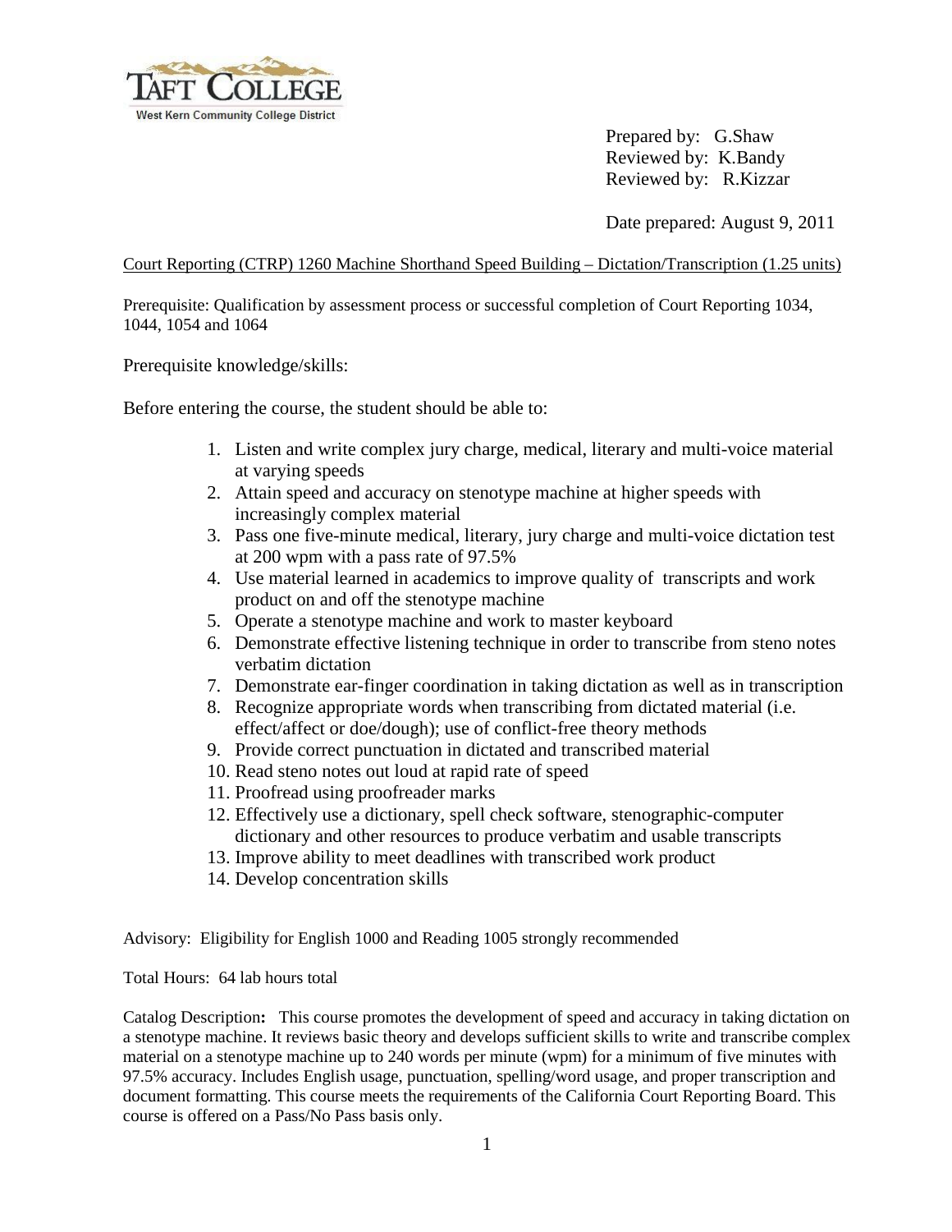Prepared by: G.Shaw
Reviewed by: K.Bandy
Reviewed by: R.Kizzar

Date prepared: August 9, 2011

Court Reporting (CTRP) 1260 Machine Shorthand Speed Building – Dictation/Transcription (1.25 units)

Prerequisite: Qualification by assessment process or successful completion of Court Reporting 1034, 1044, 1054 and 1064

Prerequisite knowledge/skills:

Before entering the course, the student should be able to:

1. Listen and write complex jury charge, medical, literary and multi-voice material at varying speeds
2. Attain speed and accuracy on stenotype machine at higher speeds with increasingly complex material
3. Pass one five-minute medical, literary, jury charge and multi-voice dictation test at 200 wpm with a pass rate of 97.5%
4. Use material learned in academics to improve quality of transcripts and work product on and off the stenotype machine
5. Operate a stenotype machine and work to master keyboard
6. Demonstrate effective listening technique in order to transcribe from steno notes verbatim dictation
7. Demonstrate ear-finger coordination in taking dictation as well as in transcription
8. Recognize appropriate words when transcribing from dictated material (i.e. effect/affect or doe/dough); use of conflict-free theory methods
9. Provide correct punctuation in dictated and transcribed material
10. Read steno notes out loud at rapid rate of speed
11. Proofread using proofreader marks
12. Effectively use a dictionary, spell check software, stenographic-computer dictionary and other resources to produce verbatim and usable transcripts
13. Improve ability to meet deadlines with transcribed work product
14. Develop concentration skills

Advisory: Eligibility for English 1000 and Reading 1005 strongly recommended

Total Hours: 64 lab hours total

Catalog Description**:** This course promotes the development of speed and accuracy in taking dictation on a stenotype machine. It reviews basic theory and develops sufficient skills to write and transcribe complex material on a stenotype machine up to 240 words per minute (wpm) for a minimum of five minutes with 97.5% accuracy. Includes English usage, punctuation, spelling/word usage, and proper transcription and document formatting. This course meets the requirements of the California Court Reporting Board. This course is offered on a Pass/No Pass basis only.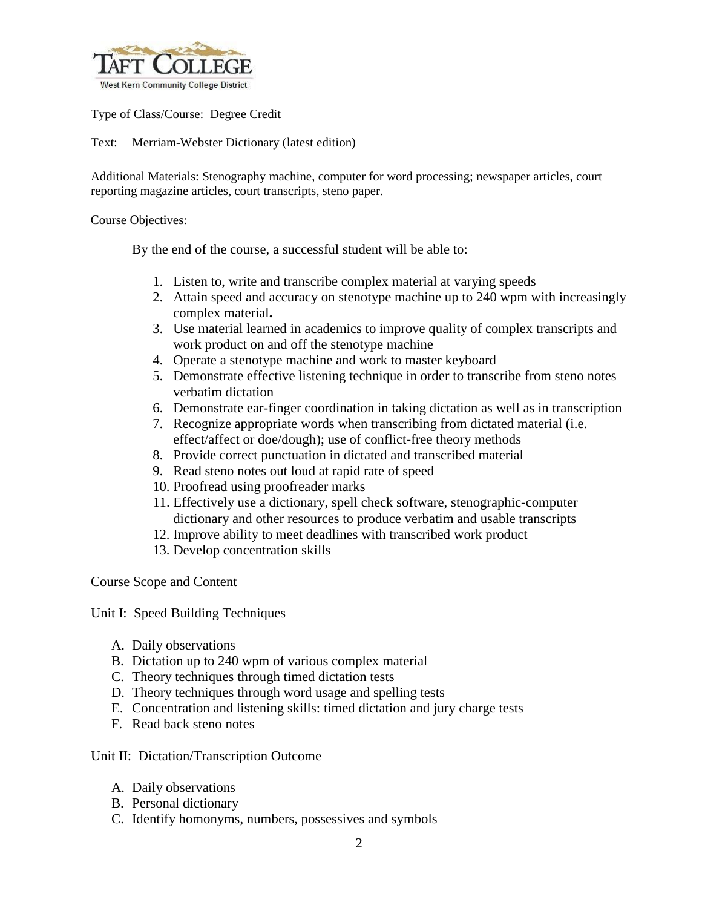Type of Class/Course: Degree Credit

Text: Merriam-Webster Dictionary (latest edition)

Additional Materials: Stenography machine, computer for word processing; newspaper articles, court reporting magazine articles, court transcripts, steno paper.

Course Objectives:

By the end of the course, a successful student will be able to:

1. Listen to, write and transcribe complex material at varying speeds
2. Attain speed and accuracy on stenotype machine up to 240 wpm with increasingly complex material**.**
3. Use material learned in academics to improve quality of complex transcripts and work product on and off the stenotype machine
4. Operate a stenotype machine and work to master keyboard
5. Demonstrate effective listening technique in order to transcribe from steno notes verbatim dictation
6. Demonstrate ear-finger coordination in taking dictation as well as in transcription
7. Recognize appropriate words when transcribing from dictated material (i.e. effect/affect or doe/dough); use of conflict-free theory methods
8. Provide correct punctuation in dictated and transcribed material
9. Read steno notes out loud at rapid rate of speed
10. Proofread using proofreader marks
11. Effectively use a dictionary, spell check software, stenographic-computer dictionary and other resources to produce verbatim and usable transcripts
12. Improve ability to meet deadlines with transcribed work product
13. Develop concentration skills

Course Scope and Content

Unit I: Speed Building Techniques

A. Daily observations
B. Dictation up to 240 wpm of various complex material
C. Theory techniques through timed dictation tests
D. Theory techniques through word usage and spelling tests
E. Concentration and listening skills: timed dictation and jury charge tests
F. Read back steno notes

Unit II: Dictation/Transcription Outcome

A. Daily observations
B. Personal dictionary
C. Identify homonyms, numbers, possessives and symbols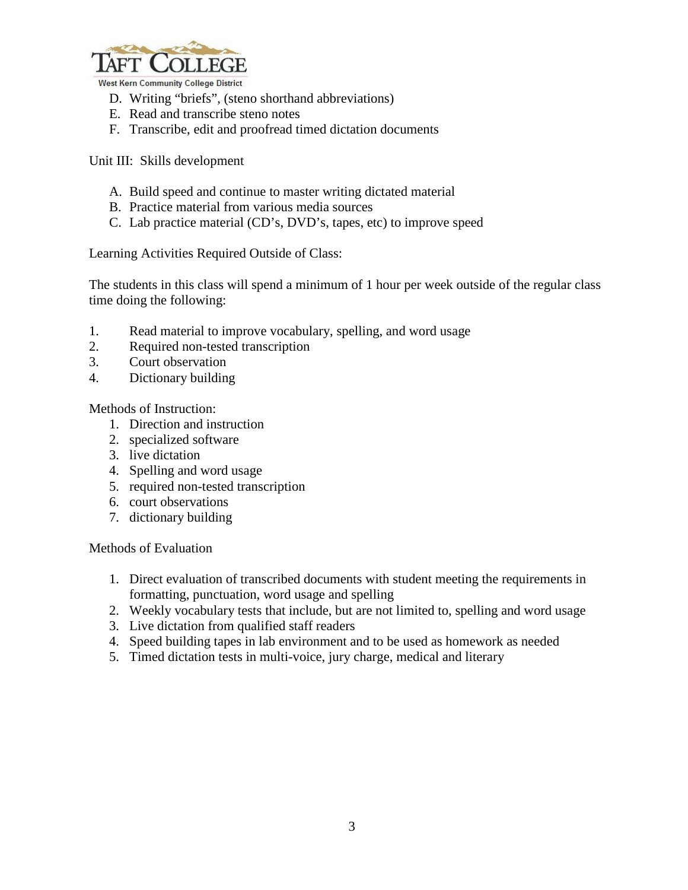D. Writing "briefs", (steno shorthand abbreviations)
E. Read and transcribe steno notes
F. Transcribe, edit and proofread timed dictation documents

Unit III: Skills development

A. Build speed and continue to master writing dictated material
B. Practice material from various media sources
C. Lab practice material (CD's, DVD's, tapes, etc) to improve speed

Learning Activities Required Outside of Class:

The students in this class will spend a minimum of 1 hour per week outside of the regular class time doing the following:

1. Read material to improve vocabulary, spelling, and word usage
2. Required non-tested transcription
3. Court observation
4. Dictionary building

Methods of Instruction:

1. Direction and instruction
2. specialized software
3. live dictation
4. Spelling and word usage
5. required non-tested transcription
6. court observations
7. dictionary building

Methods of Evaluation

1. Direct evaluation of transcribed documents with student meeting the requirements in formatting, punctuation, word usage and spelling
2. Weekly vocabulary tests that include, but are not limited to, spelling and word usage
3. Live dictation from qualified staff readers
4. Speed building tapes in lab environment and to be used as homework as needed
5. Timed dictation tests in multi-voice, jury charge, medical and literary